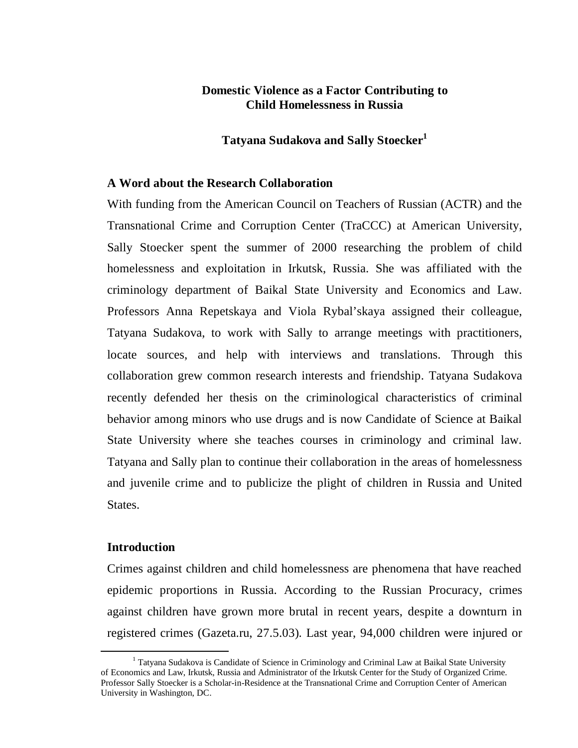# Domestic Violence as a Factor Contributing to Child Homelessness in Russia

**Tatyana Sudakova and Sally Stoecker[1]**

## A Word about the Research Collaboration

With funding from the American Council on Teachers of Russian (ACTR) and the Transnational Crime and Corruption Center (TraCCC) at American University, Sally Stoecker spent the summer of 2000 researching the problem of child homelessness and exploitation in Irkutsk, Russia. She was affiliated with the criminology department of Baikal State University and Economics and Law. Professors Anna Repetskaya and Viola Rybal'skaya assigned their colleague, Tatyana Sudakova, to work with Sally to arrange meetings with practitioners, locate sources, and help with interviews and translations. Through this collaboration grew common research interests and friendship. Tatyana Sudakova recently defended her thesis on the criminological characteristics of criminal behavior among minors who use drugs and is now Candidate of Science at Baikal State University where she teaches courses in criminology and criminal law. Tatyana and Sally plan to continue their collaboration in the areas of homelessness and juvenile crime and to publicize the plight of children in Russia and United States.

## Introduction

Crimes against children and child homelessness are phenomena that have reached epidemic proportions in Russia. According to the Russian Procuracy, crimes against children have grown more brutal in recent years, despite a downturn in registered crimes (Gazeta.ru, 27.5.03). Last year, 94,000 children were injured or

---

[1] Tatyana Sudakova is Candidate of Science in Criminology and Criminal Law at Baikal State University of Economics and Law, Irkutsk, Russia and Administrator of the Irkutsk Center for the Study of Organized Crime. Professor Sally Stoecker is a Scholar-in-Residence at the Transnational Crime and Corruption Center of American University in Washington, DC.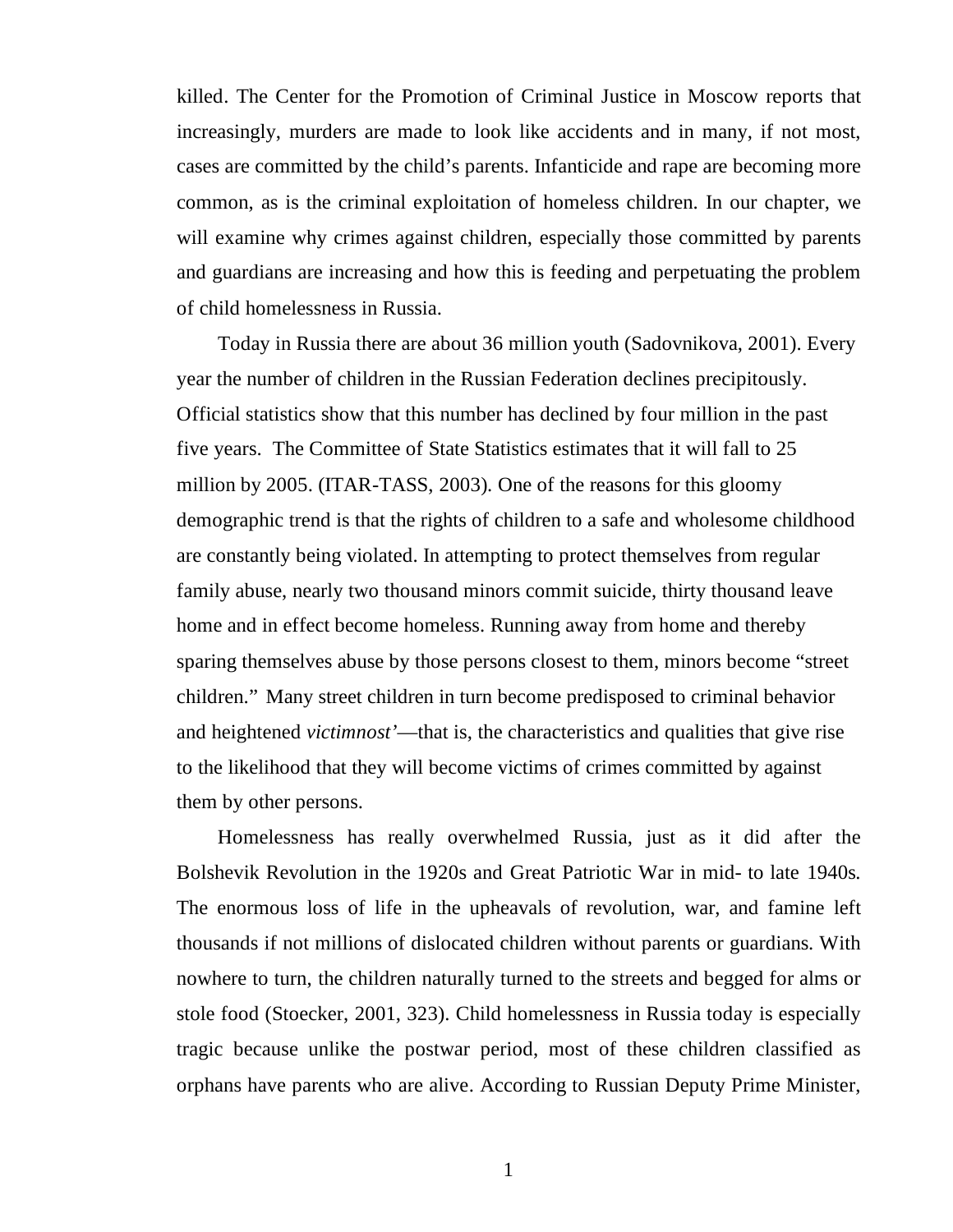killed. The Center for the Promotion of Criminal Justice in Moscow reports that increasingly, murders are made to look like accidents and in many, if not most, cases are committed by the child's parents. Infanticide and rape are becoming more common, as is the criminal exploitation of homeless children. In our chapter, we will examine why crimes against children, especially those committed by parents and guardians are increasing and how this is feeding and perpetuating the problem of child homelessness in Russia.

Today in Russia there are about 36 million youth (Sadovnikova, 2001). Every year the number of children in the Russian Federation declines precipitously. Official statistics show that this number has declined by four million in the past five years. The Committee of State Statistics estimates that it will fall to 25 million by 2005. (ITAR-TASS, 2003). One of the reasons for this gloomy demographic trend is that the rights of children to a safe and wholesome childhood are constantly being violated. In attempting to protect themselves from regular family abuse, nearly two thousand minors commit suicide, thirty thousand leave home and in effect become homeless. Running away from home and thereby sparing themselves abuse by those persons closest to them, minors become "street children." Many street children in turn become predisposed to criminal behavior and heightened *victimnost'*—that is, the characteristics and qualities that give rise to the likelihood that they will become victims of crimes committed by against them by other persons.

Homelessness has really overwhelmed Russia, just as it did after the Bolshevik Revolution in the 1920s and Great Patriotic War in mid- to late 1940s. The enormous loss of life in the upheavals of revolution, war, and famine left thousands if not millions of dislocated children without parents or guardians. With nowhere to turn, the children naturally turned to the streets and begged for alms or stole food (Stoecker, 2001, 323). Child homelessness in Russia today is especially tragic because unlike the postwar period, most of these children classified as orphans have parents who are alive. According to Russian Deputy Prime Minister,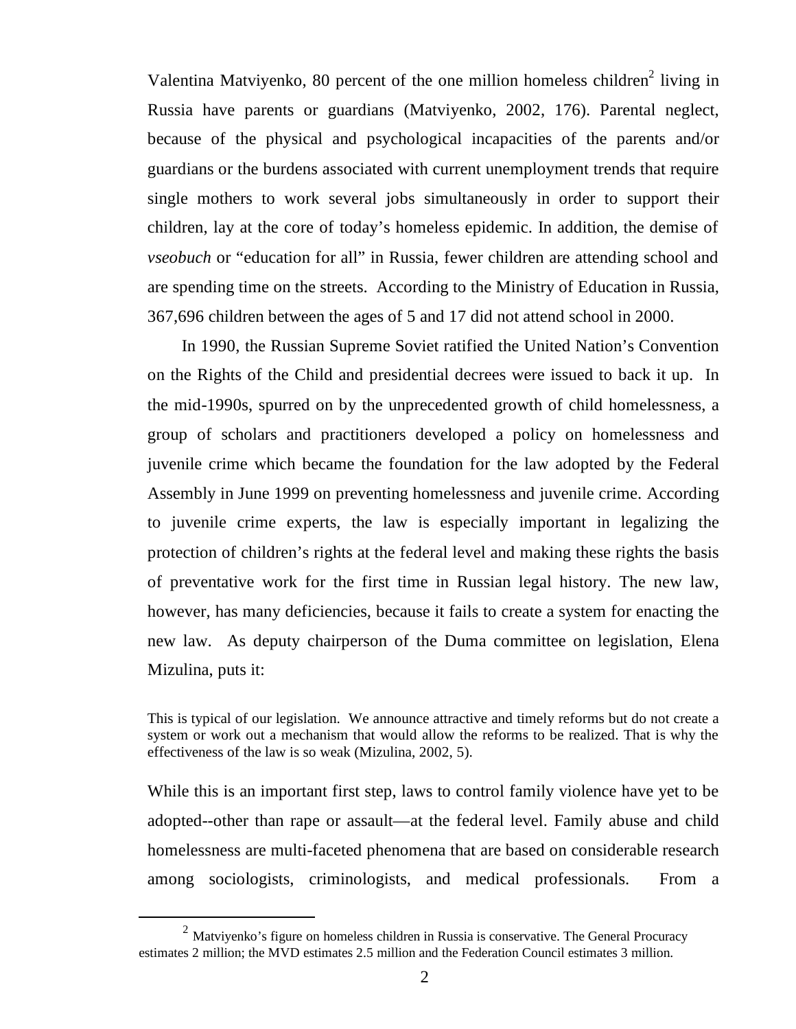Valentina Matviyenko, 80 percent of the one million homeless children[2] living in Russia have parents or guardians (Matviyenko, 2002, 176). Parental neglect, because of the physical and psychological incapacities of the parents and/or guardians or the burdens associated with current unemployment trends that require single mothers to work several jobs simultaneously in order to support their children, lay at the core of today's homeless epidemic. In addition, the demise of *vseobuch* or "education for all" in Russia, fewer children are attending school and are spending time on the streets. According to the Ministry of Education in Russia, 367,696 children between the ages of 5 and 17 did not attend school in 2000.

In 1990, the Russian Supreme Soviet ratified the United Nation's Convention on the Rights of the Child and presidential decrees were issued to back it up. In the mid-1990s, spurred on by the unprecedented growth of child homelessness, a group of scholars and practitioners developed a policy on homelessness and juvenile crime which became the foundation for the law adopted by the Federal Assembly in June 1999 on preventing homelessness and juvenile crime. According to juvenile crime experts, the law is especially important in legalizing the protection of children's rights at the federal level and making these rights the basis of preventative work for the first time in Russian legal history. The new law, however, has many deficiencies, because it fails to create a system for enacting the new law. As deputy chairperson of the Duma committee on legislation, Elena Mizulina, puts it:

> This is typical of our legislation. We announce attractive and timely reforms but do not create a system or work out a mechanism that would allow the reforms to be realized. That is why the effectiveness of the law is so weak (Mizulina, 2002, 5).

While this is an important first step, laws to control family violence have yet to be adopted--other than rape or assault—at the federal level. Family abuse and child homelessness are multi-faceted phenomena that are based on considerable research among sociologists, criminologists, and medical professionals. From a

[2] Matviyenko's figure on homeless children in Russia is conservative. The General Procuracy estimates 2 million; the MVD estimates 2.5 million and the Federation Council estimates 3 million.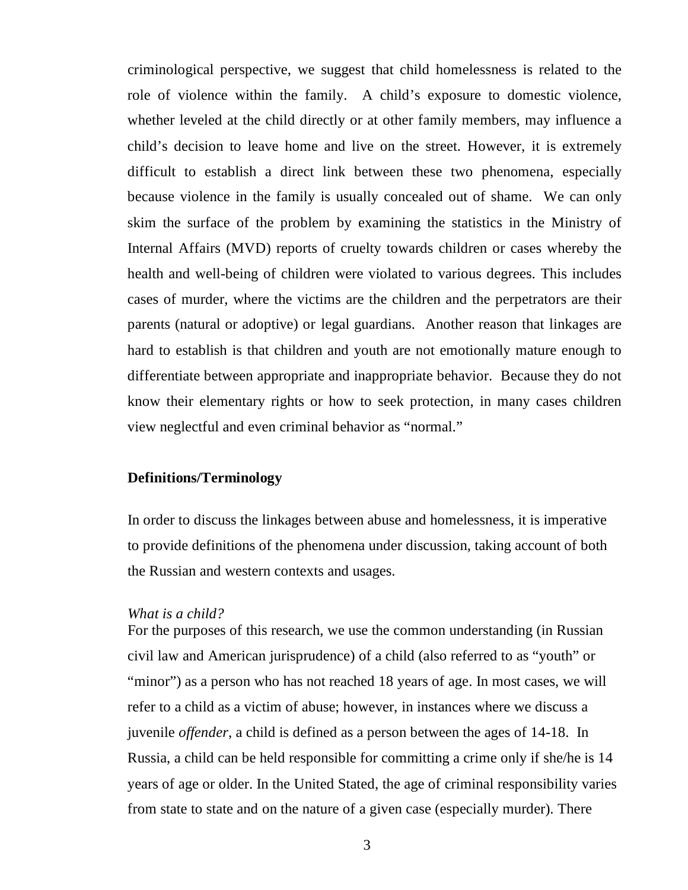criminological perspective, we suggest that child homelessness is related to the role of violence within the family. A child's exposure to domestic violence, whether leveled at the child directly or at other family members, may influence a child's decision to leave home and live on the street. However, it is extremely difficult to establish a direct link between these two phenomena, especially because violence in the family is usually concealed out of shame. We can only skim the surface of the problem by examining the statistics in the Ministry of Internal Affairs (MVD) reports of cruelty towards children or cases whereby the health and well-being of children were violated to various degrees. This includes cases of murder, where the victims are the children and the perpetrators are their parents (natural or adoptive) or legal guardians. Another reason that linkages are hard to establish is that children and youth are not emotionally mature enough to differentiate between appropriate and inappropriate behavior. Because they do not know their elementary rights or how to seek protection, in many cases children view neglectful and even criminal behavior as "normal."

**Definitions/Terminology**

In order to discuss the linkages between abuse and homelessness, it is imperative to provide definitions of the phenomena under discussion, taking account of both the Russian and western contexts and usages.

*What is a child?*

For the purposes of this research, we use the common understanding (in Russian civil law and American jurisprudence) of a child (also referred to as "youth" or "minor") as a person who has not reached 18 years of age. In most cases, we will refer to a child as a victim of abuse; however, in instances where we discuss a juvenile *offender*, a child is defined as a person between the ages of 14-18. In Russia, a child can be held responsible for committing a crime only if she/he is 14 years of age or older. In the United Stated, the age of criminal responsibility varies from state to state and on the nature of a given case (especially murder). There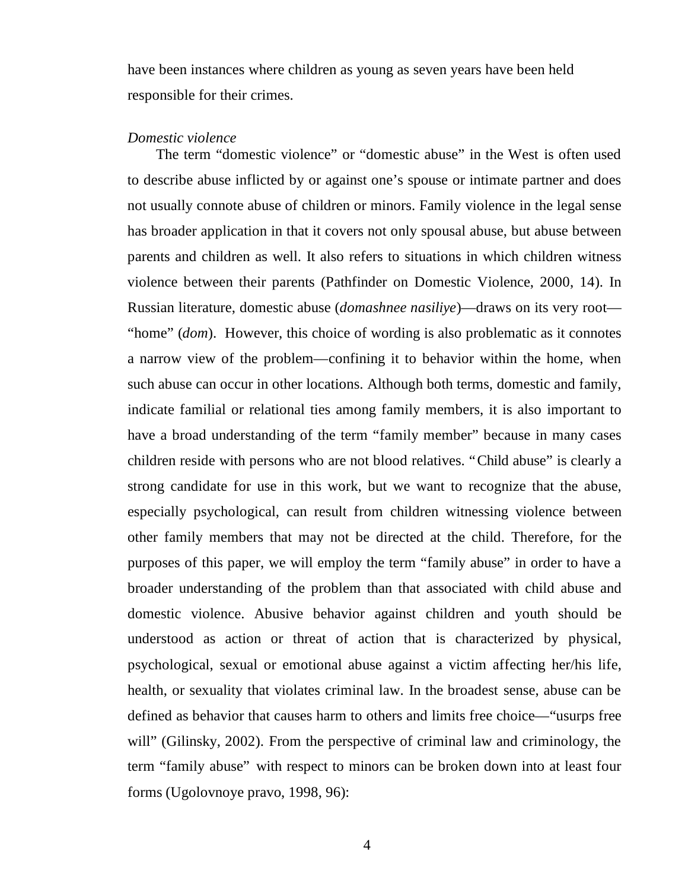have been instances where children as young as seven years have been held responsible for their crimes.

*Domestic violence*

The term "domestic violence" or "domestic abuse" in the West is often used to describe abuse inflicted by or against one's spouse or intimate partner and does not usually connote abuse of children or minors. Family violence in the legal sense has broader application in that it covers not only spousal abuse, but abuse between parents and children as well. It also refers to situations in which children witness violence between their parents (Pathfinder on Domestic Violence, 2000, 14). In Russian literature, domestic abuse (*domashnee nasiliye*)—draws on its very root—"home" (*dom*). However, this choice of wording is also problematic as it connotes a narrow view of the problem—confining it to behavior within the home, when such abuse can occur in other locations. Although both terms, domestic and family, indicate familial or relational ties among family members, it is also important to have a broad understanding of the term "family member" because in many cases children reside with persons who are not blood relatives. "Child abuse" is clearly a strong candidate for use in this work, but we want to recognize that the abuse, especially psychological, can result from children witnessing violence between other family members that may not be directed at the child. Therefore, for the purposes of this paper, we will employ the term "family abuse" in order to have a broader understanding of the problem than that associated with child abuse and domestic violence. Abusive behavior against children and youth should be understood as action or threat of action that is characterized by physical, psychological, sexual or emotional abuse against a victim affecting her/his life, health, or sexuality that violates criminal law. In the broadest sense, abuse can be defined as behavior that causes harm to others and limits free choice—"usurps free will" (Gilinsky, 2002). From the perspective of criminal law and criminology, the term "family abuse" with respect to minors can be broken down into at least four forms (Ugolovnoye pravo, 1998, 96):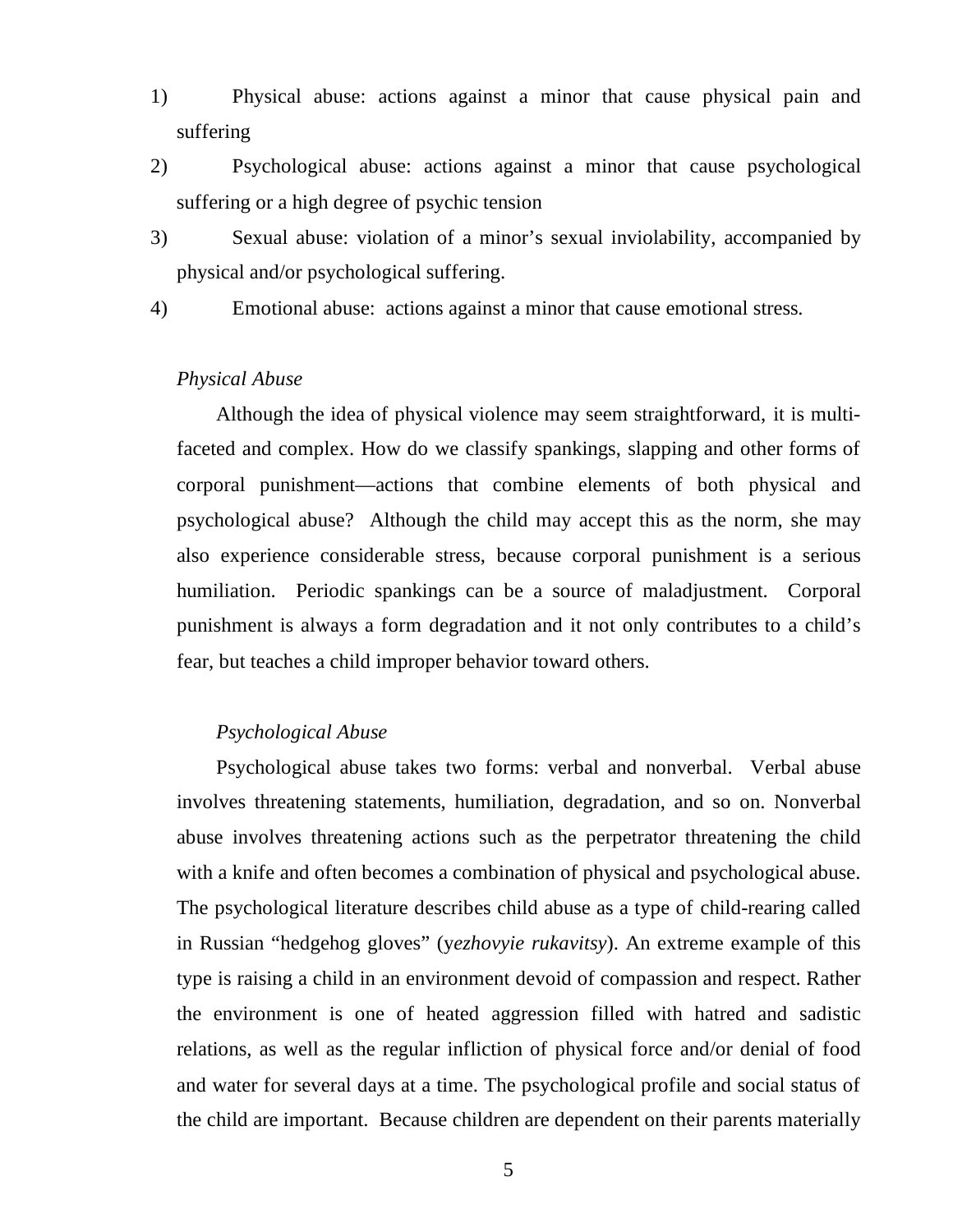1) Physical abuse: actions against a minor that cause physical pain and suffering
2) Psychological abuse: actions against a minor that cause psychological suffering or a high degree of psychic tension
3) Sexual abuse: violation of a minor's sexual inviolability, accompanied by physical and/or psychological suffering.
4) Emotional abuse: actions against a minor that cause emotional stress.

*Physical Abuse*

Although the idea of physical violence may seem straightforward, it is multi-faceted and complex. How do we classify spankings, slapping and other forms of corporal punishment—actions that combine elements of both physical and psychological abuse? Although the child may accept this as the norm, she may also experience considerable stress, because corporal punishment is a serious humiliation. Periodic spankings can be a source of maladjustment. Corporal punishment is always a form degradation and it not only contributes to a child's fear, but teaches a child improper behavior toward others.

*Psychological Abuse*

Psychological abuse takes two forms: verbal and nonverbal. Verbal abuse involves threatening statements, humiliation, degradation, and so on. Nonverbal abuse involves threatening actions such as the perpetrator threatening the child with a knife and often becomes a combination of physical and psychological abuse. The psychological literature describes child abuse as a type of child-rearing called in Russian "hedgehog gloves" (*yezhovyie rukavitsy*). An extreme example of this type is raising a child in an environment devoid of compassion and respect. Rather the environment is one of heated aggression filled with hatred and sadistic relations, as well as the regular infliction of physical force and/or denial of food and water for several days at a time. The psychological profile and social status of the child are important. Because children are dependent on their parents materially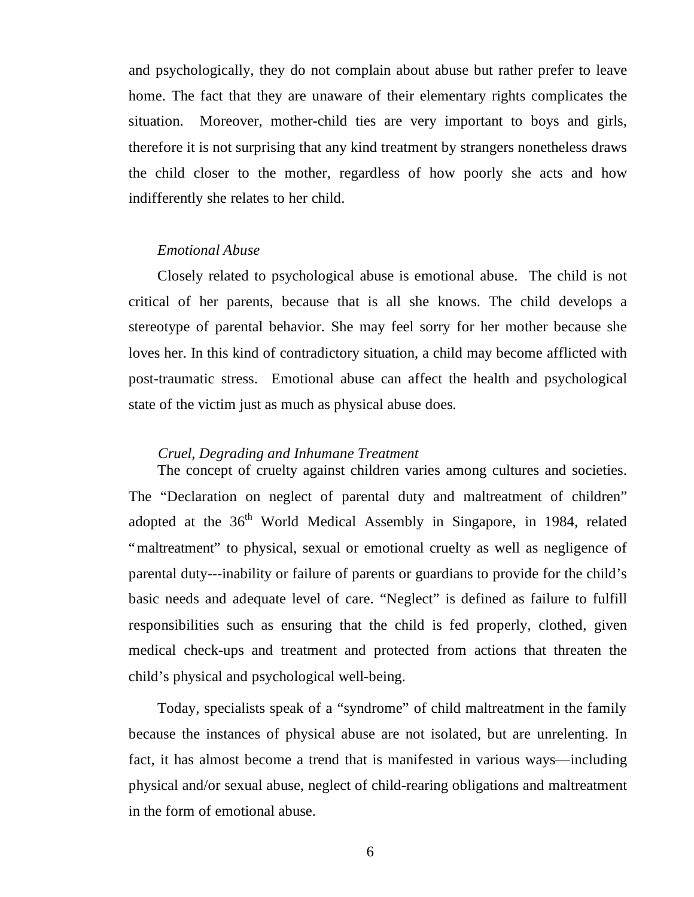and psychologically, they do not complain about abuse but rather prefer to leave home. The fact that they are unaware of their elementary rights complicates the situation. Moreover, mother-child ties are very important to boys and girls, therefore it is not surprising that any kind treatment by strangers nonetheless draws the child closer to the mother, regardless of how poorly she acts and how indifferently she relates to her child.

*Emotional Abuse*

Closely related to psychological abuse is emotional abuse. The child is not critical of her parents, because that is all she knows. The child develops a stereotype of parental behavior. She may feel sorry for her mother because she loves her. In this kind of contradictory situation, a child may become afflicted with post-traumatic stress. Emotional abuse can affect the health and psychological state of the victim just as much as physical abuse does.

*Cruel, Degrading and Inhumane Treatment*

The concept of cruelty against children varies among cultures and societies. The “Declaration on neglect of parental duty and maltreatment of children” adopted at the 36th World Medical Assembly in Singapore, in 1984, related “maltreatment” to physical, sexual or emotional cruelty as well as negligence of parental duty---inability or failure of parents or guardians to provide for the child’s basic needs and adequate level of care. “Neglect” is defined as failure to fulfill responsibilities such as ensuring that the child is fed properly, clothed, given medical check-ups and treatment and protected from actions that threaten the child’s physical and psychological well-being.

Today, specialists speak of a “syndrome” of child maltreatment in the family because the instances of physical abuse are not isolated, but are unrelenting. In fact, it has almost become a trend that is manifested in various ways—including physical and/or sexual abuse, neglect of child-rearing obligations and maltreatment in the form of emotional abuse.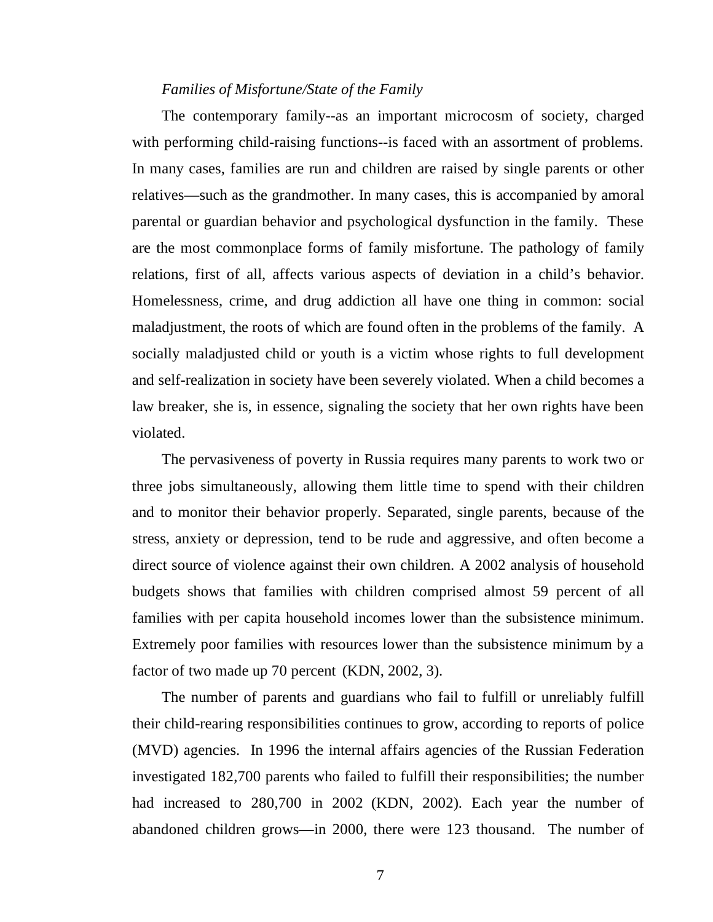*Families of Misfortune/State of the Family*

The contemporary family--as an important microcosm of society, charged with performing child-raising functions--is faced with an assortment of problems. In many cases, families are run and children are raised by single parents or other relatives—such as the grandmother. In many cases, this is accompanied by amoral parental or guardian behavior and psychological dysfunction in the family. These are the most commonplace forms of family misfortune. The pathology of family relations, first of all, affects various aspects of deviation in a child's behavior. Homelessness, crime, and drug addiction all have one thing in common: social maladjustment, the roots of which are found often in the problems of the family. A socially maladjusted child or youth is a victim whose rights to full development and self-realization in society have been severely violated. When a child becomes a law breaker, she is, in essence, signaling the society that her own rights have been violated.

The pervasiveness of poverty in Russia requires many parents to work two or three jobs simultaneously, allowing them little time to spend with their children and to monitor their behavior properly. Separated, single parents, because of the stress, anxiety or depression, tend to be rude and aggressive, and often become a direct source of violence against their own children. A 2002 analysis of household budgets shows that families with children comprised almost 59 percent of all families with per capita household incomes lower than the subsistence minimum. Extremely poor families with resources lower than the subsistence minimum by a factor of two made up 70 percent (KDN, 2002, 3).

The number of parents and guardians who fail to fulfill or unreliably fulfill their child-rearing responsibilities continues to grow, according to reports of police (MVD) agencies. In 1996 the internal affairs agencies of the Russian Federation investigated 182,700 parents who failed to fulfill their responsibilities; the number had increased to 280,700 in 2002 (KDN, 2002). Each year the number of abandoned children grows—in 2000, there were 123 thousand. The number of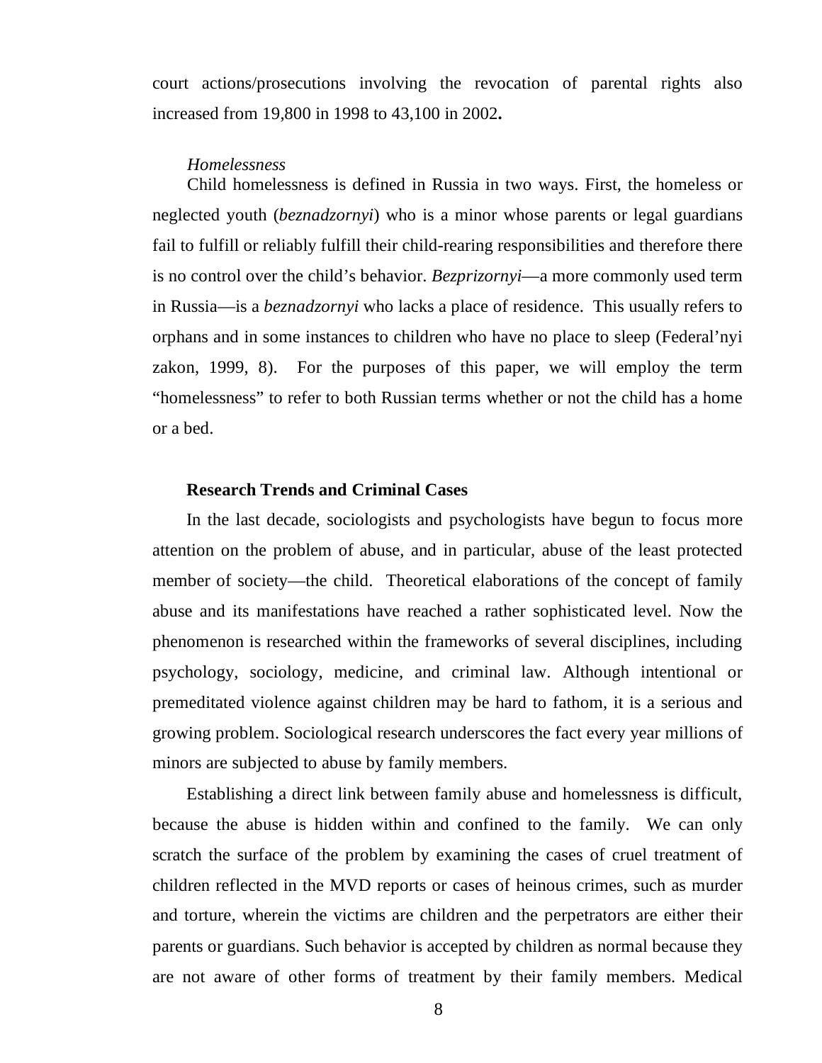court actions/prosecutions involving the revocation of parental rights also increased from 19,800 in 1998 to 43,100 in 2002**.**

*Homelessness*

Child homelessness is defined in Russia in two ways. First, the homeless or neglected youth (*beznadzornyi*) who is a minor whose parents or legal guardians fail to fulfill or reliably fulfill their child-rearing responsibilities and therefore there is no control over the child's behavior. *Bezprizornyi*—a more commonly used term in Russia—is a *beznadzornyi* who lacks a place of residence. This usually refers to orphans and in some instances to children who have no place to sleep (Federal'nyi zakon, 1999, 8). For the purposes of this paper, we will employ the term "homelessness" to refer to both Russian terms whether or not the child has a home or a bed.

**Research Trends and Criminal Cases**

In the last decade, sociologists and psychologists have begun to focus more attention on the problem of abuse, and in particular, abuse of the least protected member of society—the child. Theoretical elaborations of the concept of family abuse and its manifestations have reached a rather sophisticated level. Now the phenomenon is researched within the frameworks of several disciplines, including psychology, sociology, medicine, and criminal law. Although intentional or premeditated violence against children may be hard to fathom, it is a serious and growing problem. Sociological research underscores the fact every year millions of minors are subjected to abuse by family members.

Establishing a direct link between family abuse and homelessness is difficult, because the abuse is hidden within and confined to the family. We can only scratch the surface of the problem by examining the cases of cruel treatment of children reflected in the MVD reports or cases of heinous crimes, such as murder and torture, wherein the victims are children and the perpetrators are either their parents or guardians. Such behavior is accepted by children as normal because they are not aware of other forms of treatment by their family members. Medical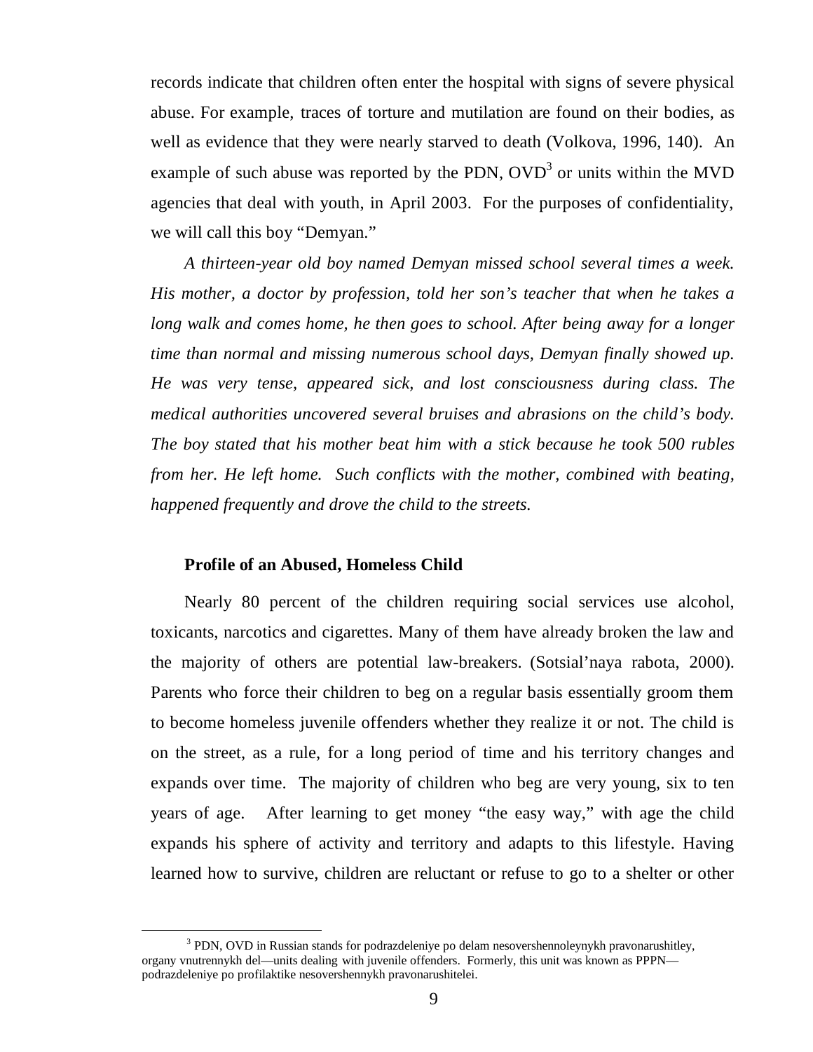records indicate that children often enter the hospital with signs of severe physical abuse. For example, traces of torture and mutilation are found on their bodies, as well as evidence that they were nearly starved to death (Volkova, 1996, 140). An example of such abuse was reported by the PDN, OVD[3] or units within the MVD agencies that deal with youth, in April 2003. For the purposes of confidentiality, we will call this boy "Demyan."

*A thirteen-year old boy named Demyan missed school several times a week. His mother, a doctor by profession, told her son's teacher that when he takes a long walk and comes home, he then goes to school. After being away for a longer time than normal and missing numerous school days, Demyan finally showed up. He was very tense, appeared sick, and lost consciousness during class. The medical authorities uncovered several bruises and abrasions on the child's body. The boy stated that his mother beat him with a stick because he took 500 rubles from her. He left home. Such conflicts with the mother, combined with beating, happened frequently and drove the child to the streets.*

**Profile of an Abused, Homeless Child**

Nearly 80 percent of the children requiring social services use alcohol, toxicants, narcotics and cigarettes. Many of them have already broken the law and the majority of others are potential law-breakers. (Sotsial'naya rabota, 2000). Parents who force their children to beg on a regular basis essentially groom them to become homeless juvenile offenders whether they realize it or not. The child is on the street, as a rule, for a long period of time and his territory changes and expands over time. The majority of children who beg are very young, six to ten years of age. After learning to get money "the easy way," with age the child expands his sphere of activity and territory and adapts to this lifestyle. Having learned how to survive, children are reluctant or refuse to go to a shelter or other

[3] PDN, OVD in Russian stands for podrazdeleniye po delam nesovershennoleynykh pravonarushitley, organy vnutrennykh del—units dealing with juvenile offenders. Formerly, this unit was known as PPPN—podrazdeleniye po profilaktike nesovershennykh pravonarushitelei.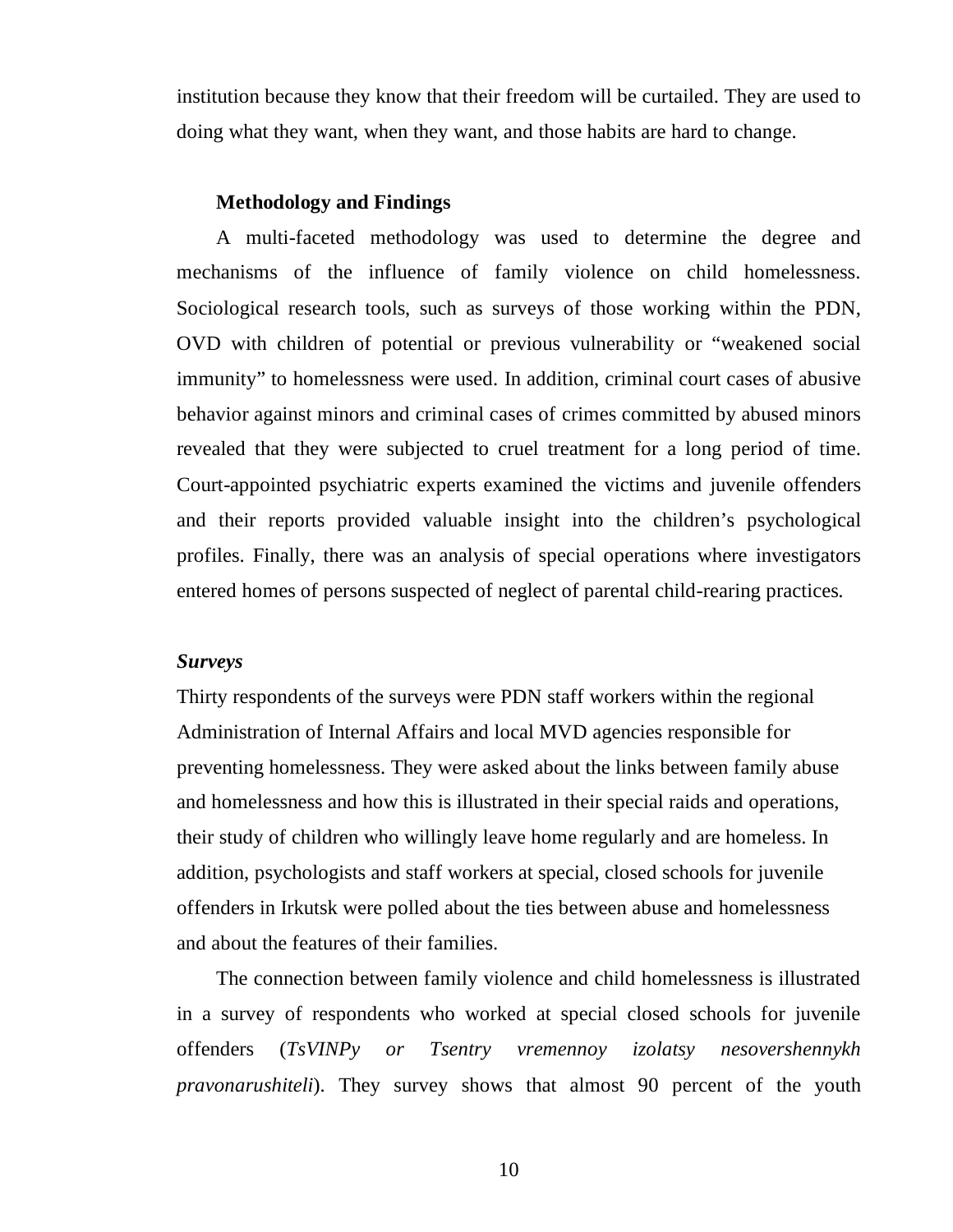institution because they know that their freedom will be curtailed. They are used to doing what they want, when they want, and those habits are hard to change.

## Methodology and Findings

A multi-faceted methodology was used to determine the degree and mechanisms of the influence of family violence on child homelessness. Sociological research tools, such as surveys of those working within the PDN, OVD with children of potential or previous vulnerability or "weakened social immunity" to homelessness were used. In addition, criminal court cases of abusive behavior against minors and criminal cases of crimes committed by abused minors revealed that they were subjected to cruel treatment for a long period of time. Court-appointed psychiatric experts examined the victims and juvenile offenders and their reports provided valuable insight into the children's psychological profiles. Finally, there was an analysis of special operations where investigators entered homes of persons suspected of neglect of parental child-rearing practices.

### *Surveys*

Thirty respondents of the surveys were PDN staff workers within the regional Administration of Internal Affairs and local MVD agencies responsible for preventing homelessness. They were asked about the links between family abuse and homelessness and how this is illustrated in their special raids and operations, their study of children who willingly leave home regularly and are homeless. In addition, psychologists and staff workers at special, closed schools for juvenile offenders in Irkutsk were polled about the ties between abuse and homelessness and about the features of their families.

The connection between family violence and child homelessness is illustrated in a survey of respondents who worked at special closed schools for juvenile offenders (*TsVINPy or Tsentry vremennoy izolatsy nesovershennykh pravonarushiteli*). They survey shows that almost 90 percent of the youth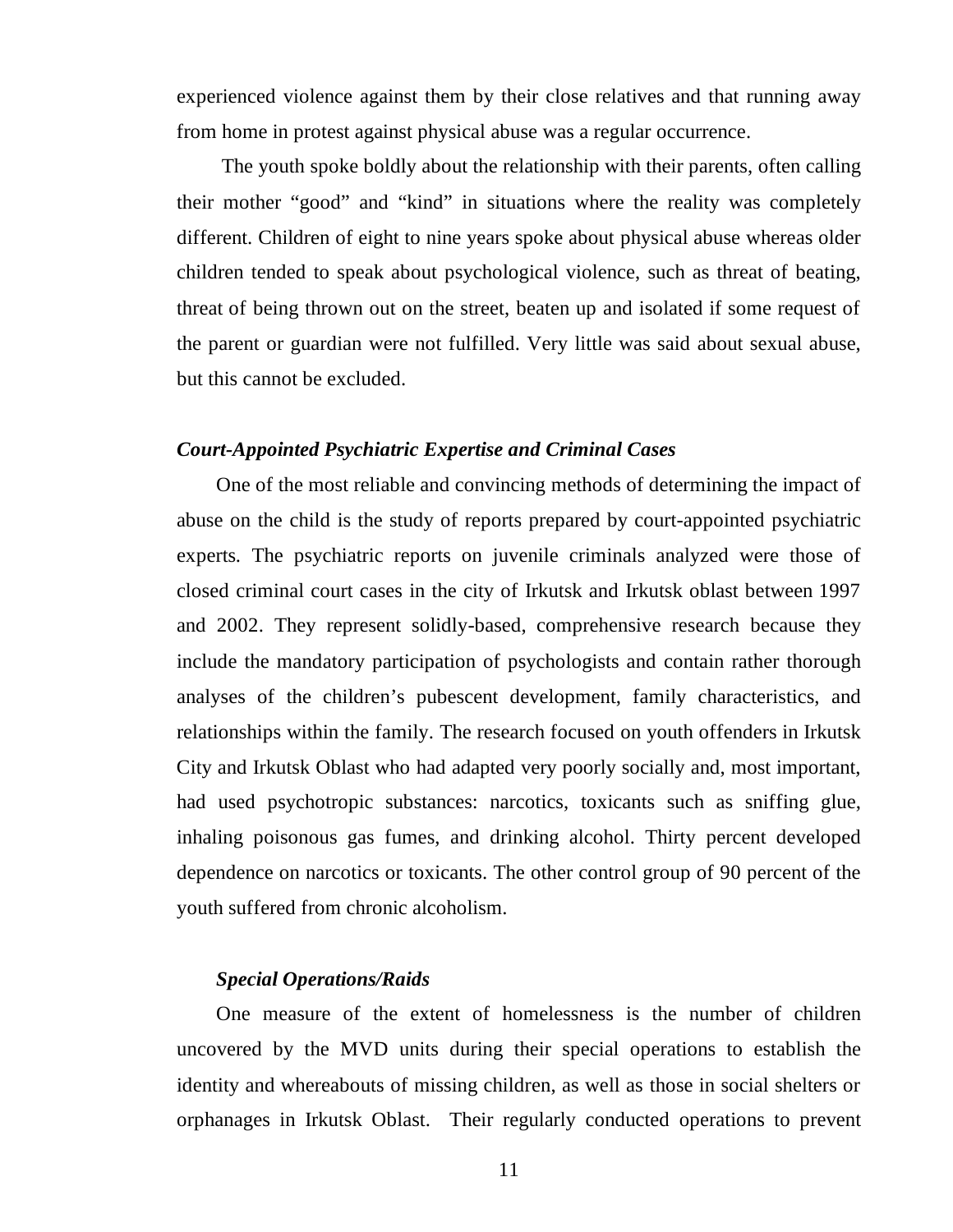experienced violence against them by their close relatives and that running away from home in protest against physical abuse was a regular occurrence.

The youth spoke boldly about the relationship with their parents, often calling their mother "good" and "kind" in situations where the reality was completely different. Children of eight to nine years spoke about physical abuse whereas older children tended to speak about psychological violence, such as threat of beating, threat of being thrown out on the street, beaten up and isolated if some request of the parent or guardian were not fulfilled. Very little was said about sexual abuse, but this cannot be excluded.

### *Court-Appointed Psychiatric Expertise and Criminal Cases*

One of the most reliable and convincing methods of determining the impact of abuse on the child is the study of reports prepared by court-appointed psychiatric experts. The psychiatric reports on juvenile criminals analyzed were those of closed criminal court cases in the city of Irkutsk and Irkutsk oblast between 1997 and 2002. They represent solidly-based, comprehensive research because they include the mandatory participation of psychologists and contain rather thorough analyses of the children's pubescent development, family characteristics, and relationships within the family. The research focused on youth offenders in Irkutsk City and Irkutsk Oblast who had adapted very poorly socially and, most important, had used psychotropic substances: narcotics, toxicants such as sniffing glue, inhaling poisonous gas fumes, and drinking alcohol. Thirty percent developed dependence on narcotics or toxicants. The other control group of 90 percent of the youth suffered from chronic alcoholism.

### *Special Operations/Raids*

One measure of the extent of homelessness is the number of children uncovered by the MVD units during their special operations to establish the identity and whereabouts of missing children, as well as those in social shelters or orphanages in Irkutsk Oblast. Their regularly conducted operations to prevent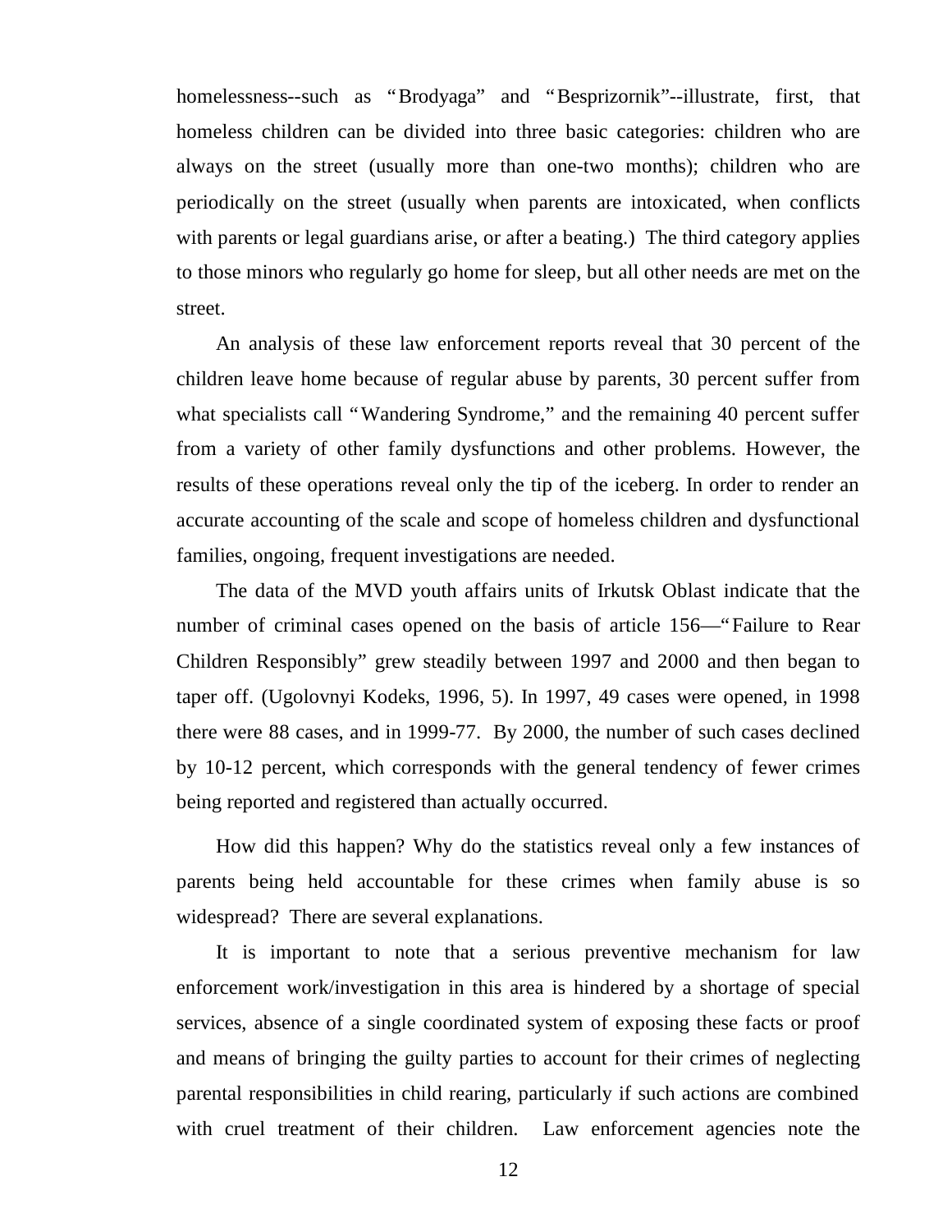homelessness--such as "Brodyaga" and "Besprizornik"--illustrate, first, that homeless children can be divided into three basic categories: children who are always on the street (usually more than one-two months); children who are periodically on the street (usually when parents are intoxicated, when conflicts with parents or legal guardians arise, or after a beating.) The third category applies to those minors who regularly go home for sleep, but all other needs are met on the street.

An analysis of these law enforcement reports reveal that 30 percent of the children leave home because of regular abuse by parents, 30 percent suffer from what specialists call "Wandering Syndrome," and the remaining 40 percent suffer from a variety of other family dysfunctions and other problems. However, the results of these operations reveal only the tip of the iceberg. In order to render an accurate accounting of the scale and scope of homeless children and dysfunctional families, ongoing, frequent investigations are needed.

The data of the MVD youth affairs units of Irkutsk Oblast indicate that the number of criminal cases opened on the basis of article 156—"Failure to Rear Children Responsibly" grew steadily between 1997 and 2000 and then began to taper off. (Ugolovnyi Kodeks, 1996, 5). In 1997, 49 cases were opened, in 1998 there were 88 cases, and in 1999-77. By 2000, the number of such cases declined by 10-12 percent, which corresponds with the general tendency of fewer crimes being reported and registered than actually occurred.

How did this happen? Why do the statistics reveal only a few instances of parents being held accountable for these crimes when family abuse is so widespread? There are several explanations.

It is important to note that a serious preventive mechanism for law enforcement work/investigation in this area is hindered by a shortage of special services, absence of a single coordinated system of exposing these facts or proof and means of bringing the guilty parties to account for their crimes of neglecting parental responsibilities in child rearing, particularly if such actions are combined with cruel treatment of their children. Law enforcement agencies note the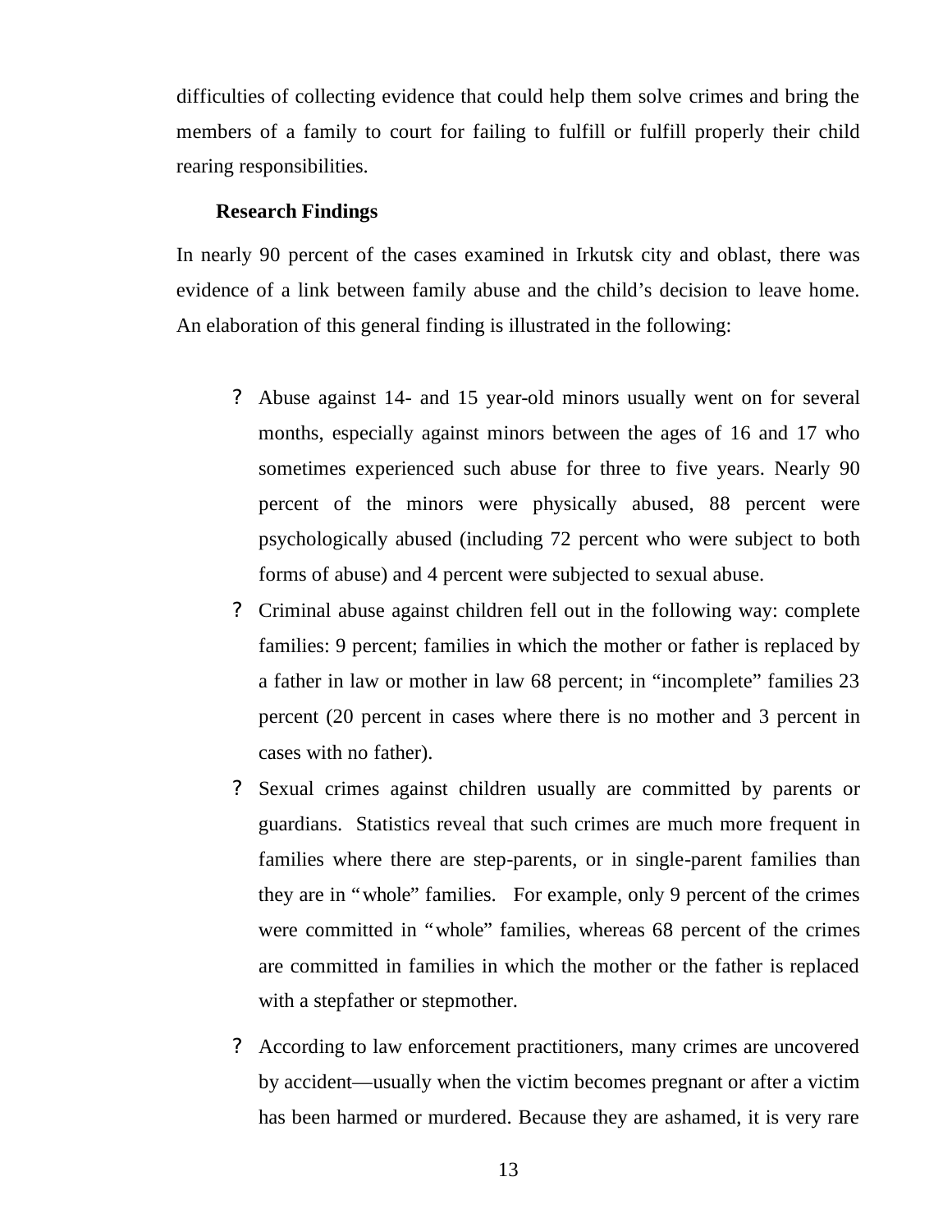difficulties of collecting evidence that could help them solve crimes and bring the members of a family to court for failing to fulfill or fulfill properly their child rearing responsibilities.

### Research Findings

In nearly 90 percent of the cases examined in Irkutsk city and oblast, there was evidence of a link between family abuse and the child's decision to leave home. An elaboration of this general finding is illustrated in the following:

- Abuse against 14- and 15 year-old minors usually went on for several months, especially against minors between the ages of 16 and 17 who sometimes experienced such abuse for three to five years. Nearly 90 percent of the minors were physically abused, 88 percent were psychologically abused (including 72 percent who were subject to both forms of abuse) and 4 percent were subjected to sexual abuse.
- Criminal abuse against children fell out in the following way: complete families: 9 percent; families in which the mother or father is replaced by a father in law or mother in law 68 percent; in "incomplete" families 23 percent (20 percent in cases where there is no mother and 3 percent in cases with no father).
- Sexual crimes against children usually are committed by parents or guardians. Statistics reveal that such crimes are much more frequent in families where there are step-parents, or in single-parent families than they are in "whole" families. For example, only 9 percent of the crimes were committed in "whole" families, whereas 68 percent of the crimes are committed in families in which the mother or the father is replaced with a stepfather or stepmother.
- According to law enforcement practitioners, many crimes are uncovered by accident—usually when the victim becomes pregnant or after a victim has been harmed or murdered. Because they are ashamed, it is very rare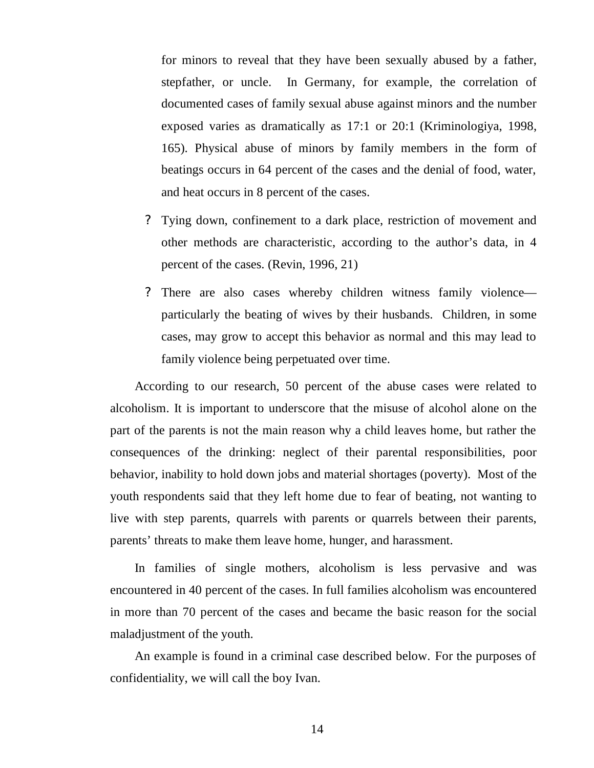for minors to reveal that they have been sexually abused by a father, stepfather, or uncle. In Germany, for example, the correlation of documented cases of family sexual abuse against minors and the number exposed varies as dramatically as 17:1 or 20:1 (Kriminologiya, 1998, 165). Physical abuse of minors by family members in the form of beatings occurs in 64 percent of the cases and the denial of food, water, and heat occurs in 8 percent of the cases.

- Tying down, confinement to a dark place, restriction of movement and other methods are characteristic, according to the author's data, in 4 percent of the cases. (Revin, 1996, 21)
- There are also cases whereby children witness family violence—particularly the beating of wives by their husbands. Children, in some cases, may grow to accept this behavior as normal and this may lead to family violence being perpetuated over time.

According to our research, 50 percent of the abuse cases were related to alcoholism. It is important to underscore that the misuse of alcohol alone on the part of the parents is not the main reason why a child leaves home, but rather the consequences of the drinking: neglect of their parental responsibilities, poor behavior, inability to hold down jobs and material shortages (poverty). Most of the youth respondents said that they left home due to fear of beating, not wanting to live with step parents, quarrels with parents or quarrels between their parents, parents' threats to make them leave home, hunger, and harassment.

In families of single mothers, alcoholism is less pervasive and was encountered in 40 percent of the cases. In full families alcoholism was encountered in more than 70 percent of the cases and became the basic reason for the social maladjustment of the youth.

An example is found in a criminal case described below. For the purposes of confidentiality, we will call the boy Ivan.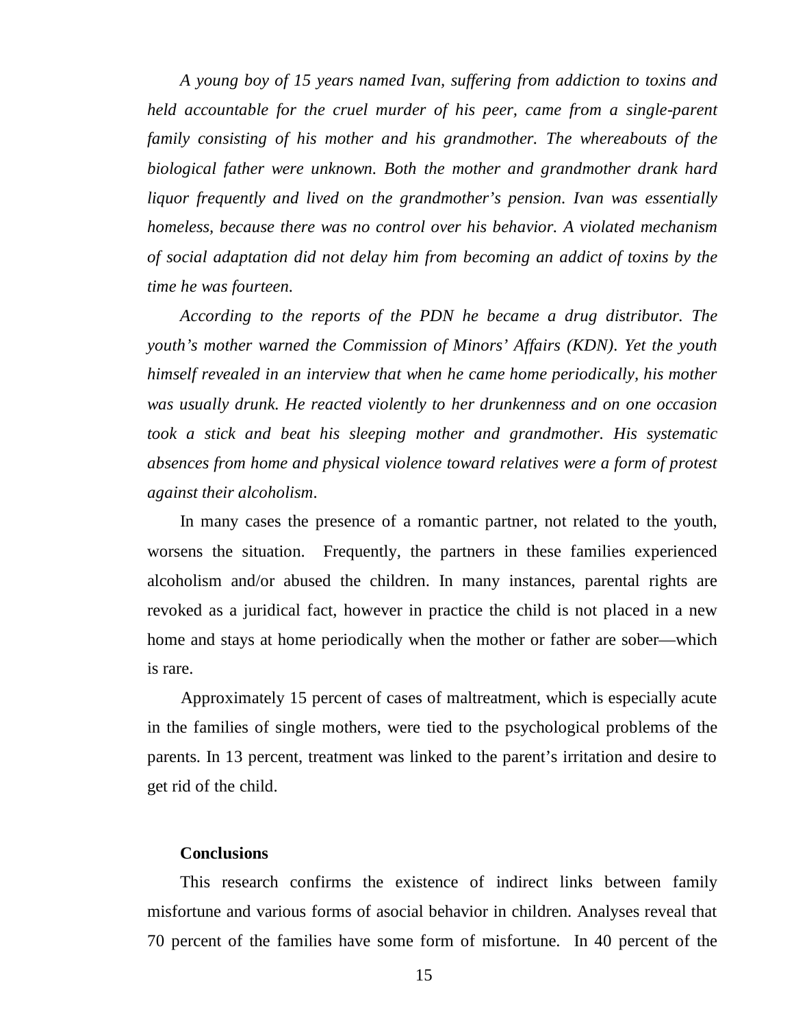*A young boy of 15 years named Ivan, suffering from addiction to toxins and held accountable for the cruel murder of his peer, came from a single-parent family consisting of his mother and his grandmother. The whereabouts of the biological father were unknown. Both the mother and grandmother drank hard liquor frequently and lived on the grandmother's pension. Ivan was essentially homeless, because there was no control over his behavior. A violated mechanism of social adaptation did not delay him from becoming an addict of toxins by the time he was fourteen.*

*According to the reports of the PDN he became a drug distributor. The youth's mother warned the Commission of Minors' Affairs (KDN). Yet the youth himself revealed in an interview that when he came home periodically, his mother was usually drunk. He reacted violently to her drunkenness and on one occasion took a stick and beat his sleeping mother and grandmother. His systematic absences from home and physical violence toward relatives were a form of protest against their alcoholism*.

In many cases the presence of a romantic partner, not related to the youth, worsens the situation. Frequently, the partners in these families experienced alcoholism and/or abused the children. In many instances, parental rights are revoked as a juridical fact, however in practice the child is not placed in a new home and stays at home periodically when the mother or father are sober—which is rare.

Approximately 15 percent of cases of maltreatment, which is especially acute in the families of single mothers, were tied to the psychological problems of the parents. In 13 percent, treatment was linked to the parent's irritation and desire to get rid of the child.

**Conclusions**

This research confirms the existence of indirect links between family misfortune and various forms of asocial behavior in children. Analyses reveal that 70 percent of the families have some form of misfortune. In 40 percent of the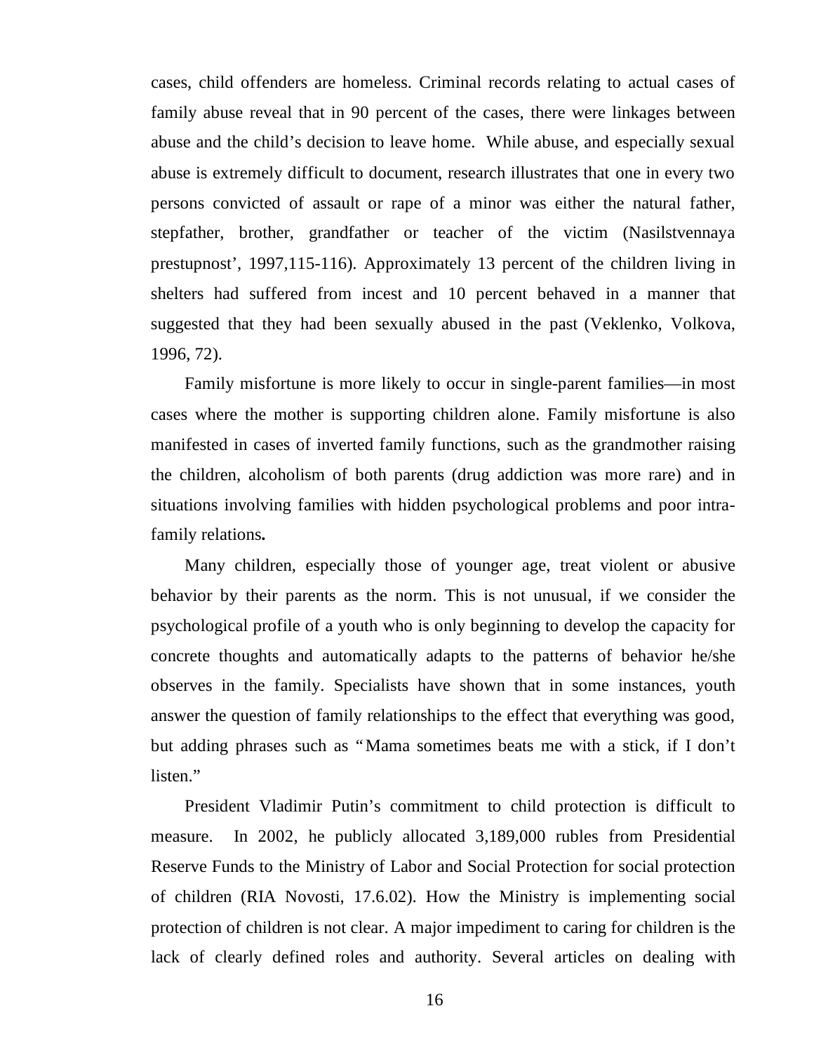cases, child offenders are homeless. Criminal records relating to actual cases of family abuse reveal that in 90 percent of the cases, there were linkages between abuse and the child's decision to leave home. While abuse, and especially sexual abuse is extremely difficult to document, research illustrates that one in every two persons convicted of assault or rape of a minor was either the natural father, stepfather, brother, grandfather or teacher of the victim (Nasilstvennaya prestupnost', 1997,115-116). Approximately 13 percent of the children living in shelters had suffered from incest and 10 percent behaved in a manner that suggested that they had been sexually abused in the past (Veklenko, Volkova, 1996, 72).

Family misfortune is more likely to occur in single-parent families—in most cases where the mother is supporting children alone. Family misfortune is also manifested in cases of inverted family functions, such as the grandmother raising the children, alcoholism of both parents (drug addiction was more rare) and in situations involving families with hidden psychological problems and poor intra-family relations**.**

Many children, especially those of younger age, treat violent or abusive behavior by their parents as the norm. This is not unusual, if we consider the psychological profile of a youth who is only beginning to develop the capacity for concrete thoughts and automatically adapts to the patterns of behavior he/she observes in the family. Specialists have shown that in some instances, youth answer the question of family relationships to the effect that everything was good, but adding phrases such as "Mama sometimes beats me with a stick, if I don't listen."

President Vladimir Putin's commitment to child protection is difficult to measure. In 2002, he publicly allocated 3,189,000 rubles from Presidential Reserve Funds to the Ministry of Labor and Social Protection for social protection of children (RIA Novosti, 17.6.02). How the Ministry is implementing social protection of children is not clear. A major impediment to caring for children is the lack of clearly defined roles and authority. Several articles on dealing with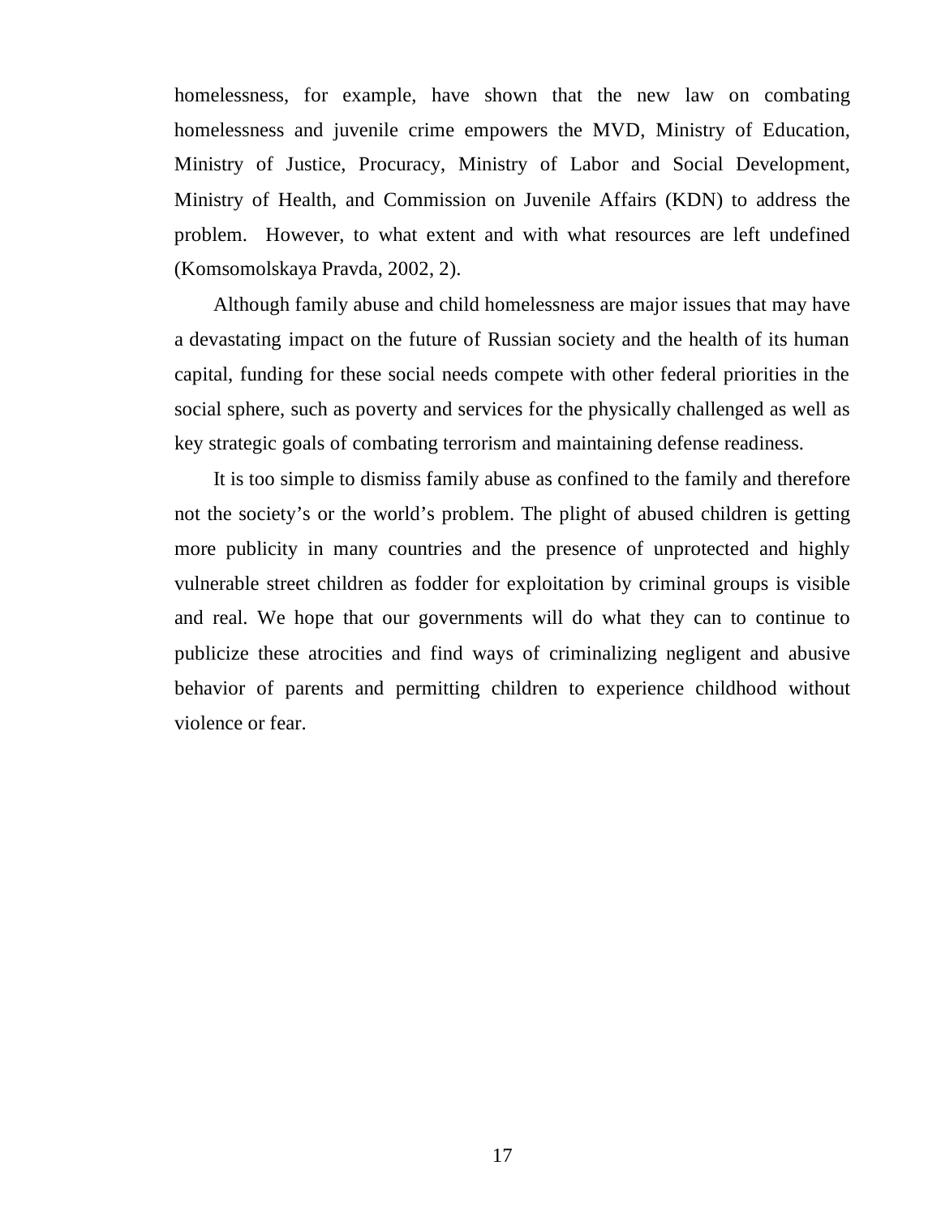homelessness, for example, have shown that the new law on combating homelessness and juvenile crime empowers the MVD, Ministry of Education, Ministry of Justice, Procuracy, Ministry of Labor and Social Development, Ministry of Health, and Commission on Juvenile Affairs (KDN) to address the problem. However, to what extent and with what resources are left undefined (Komsomolskaya Pravda, 2002, 2).

Although family abuse and child homelessness are major issues that may have a devastating impact on the future of Russian society and the health of its human capital, funding for these social needs compete with other federal priorities in the social sphere, such as poverty and services for the physically challenged as well as key strategic goals of combating terrorism and maintaining defense readiness.

It is too simple to dismiss family abuse as confined to the family and therefore not the society's or the world's problem. The plight of abused children is getting more publicity in many countries and the presence of unprotected and highly vulnerable street children as fodder for exploitation by criminal groups is visible and real. We hope that our governments will do what they can to continue to publicize these atrocities and find ways of criminalizing negligent and abusive behavior of parents and permitting children to experience childhood without violence or fear.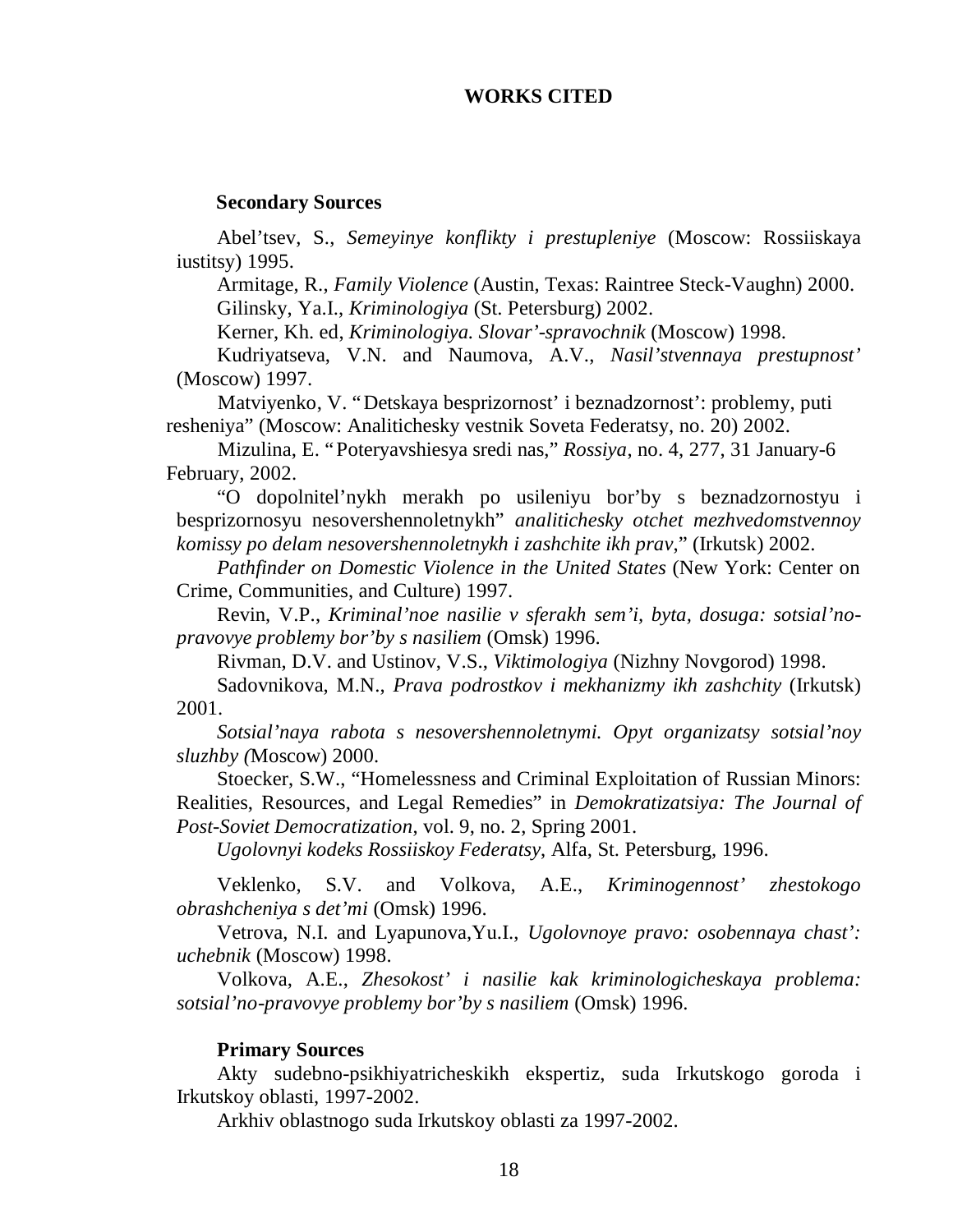# WORKS CITED

### Secondary Sources

Abel'tsev, S., *Semeyinye konflikty i prestupleniye* (Moscow: Rossiiskaya iustitsy) 1995.

Armitage, R., *Family Violence* (Austin, Texas: Raintree Steck-Vaughn) 2000.

Gilinsky, Ya.I., *Kriminologiya* (St. Petersburg) 2002.

Kerner, Kh. ed, *Kriminologiya. Slovar'-spravochnik* (Moscow) 1998.

Kudriyatseva, V.N. and Naumova, A.V., *Nasil'stvennaya prestupnost'* (Moscow) 1997.

Matviyenko, V. "Detskaya besprizornost' i beznadzornost': problemy, puti resheniya" (Moscow: Analitichesky vestnik Soveta Federatsy, no. 20) 2002.

Mizulina, E. "Poteryavshiesya sredi nas," *Rossiya*, no. 4, 277, 31 January-6 February, 2002.

"O dopolnitel'nykh merakh po usileniyu bor'by s beznadzornostyu i besprizornosyu nesovershennoletnykh" *analitichesky otchet mezhvedomstvennoy komissy po delam nesovershennoletnykh i zashchite ikh prav,*" (Irkutsk) 2002.

*Pathfinder on Domestic Violence in the United States* (New York: Center on Crime, Communities, and Culture) 1997.

Revin, V.P., *Kriminal'noe nasilie v sferakh sem'i, byta, dosuga: sotsial'no-pravovye problemy bor'by s nasiliem* (Omsk) 1996.

Rivman, D.V. and Ustinov, V.S., *Viktimologiya* (Nizhny Novgorod) 1998.

Sadovnikova, M.N., *Prava podrostkov i mekhanizmy ikh zashchity* (Irkutsk) 2001.

*Sotsial'naya rabota s nesovershennoletnymi. Opyt organizatsy sotsial'noy sluzhby (*Moscow) 2000.

Stoecker, S.W., "Homelessness and Criminal Exploitation of Russian Minors: Realities, Resources, and Legal Remedies" in *Demokratizatsiya: The Journal of Post-Soviet Democratization*, vol. 9, no. 2, Spring 2001.

*Ugolovnyi kodeks Rossiiskoy Federatsy*, Alfa, St. Petersburg, 1996.

Veklenko, S.V. and Volkova, A.E., *Kriminogennost' zhestokogo obrashcheniya s det'mi* (Omsk) 1996.

Vetrova, N.I. and Lyapunova,Yu.I., *Ugolovnoye pravo: osobennaya chast': uchebnik* (Moscow) 1998.

Volkova, A.E., *Zhesokost' i nasilie kak kriminologicheskaya problema: sotsial'no-pravovye problemy bor'by s nasiliem* (Omsk) 1996.

### Primary Sources

Akty sudebno-psikhiyatricheskikh ekspertiz, suda Irkutskogo goroda i Irkutskoy oblasti, 1997-2002.

Arkhiv oblastnogo suda Irkutskoy oblasti za 1997-2002.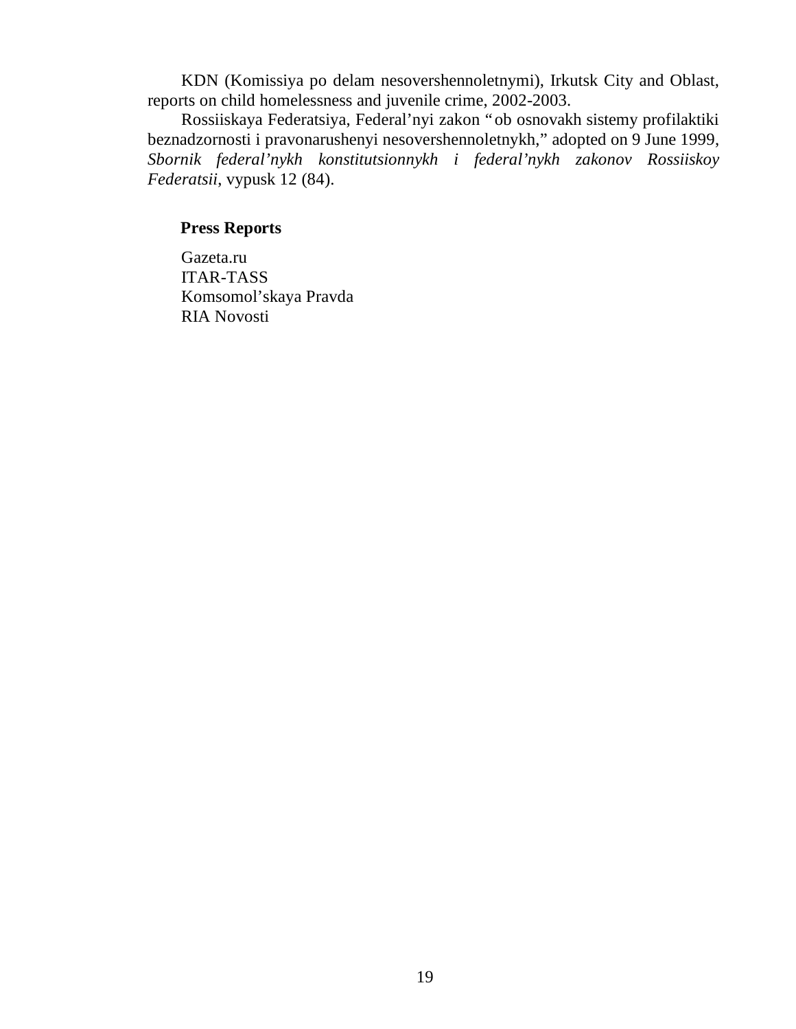KDN (Komissiya po delam nesovershennoletnymi), Irkutsk City and Oblast, reports on child homelessness and juvenile crime, 2002-2003.

Rossiiskaya Federatsiya, Federal’nyi zakon “ob osnovakh sistemy profilaktiki beznadzornosti i pravonarushenyi nesovershennoletnykh,” adopted on 9 June 1999, *Sbornik federal’nykh konstitutsionnykh i federal’nykh zakonov Rossiiskoy Federatsii*, vypusk 12 (84).

**Press Reports**

Gazeta.ru
ITAR-TASS
Komsomol’skaya Pravda
RIA Novosti